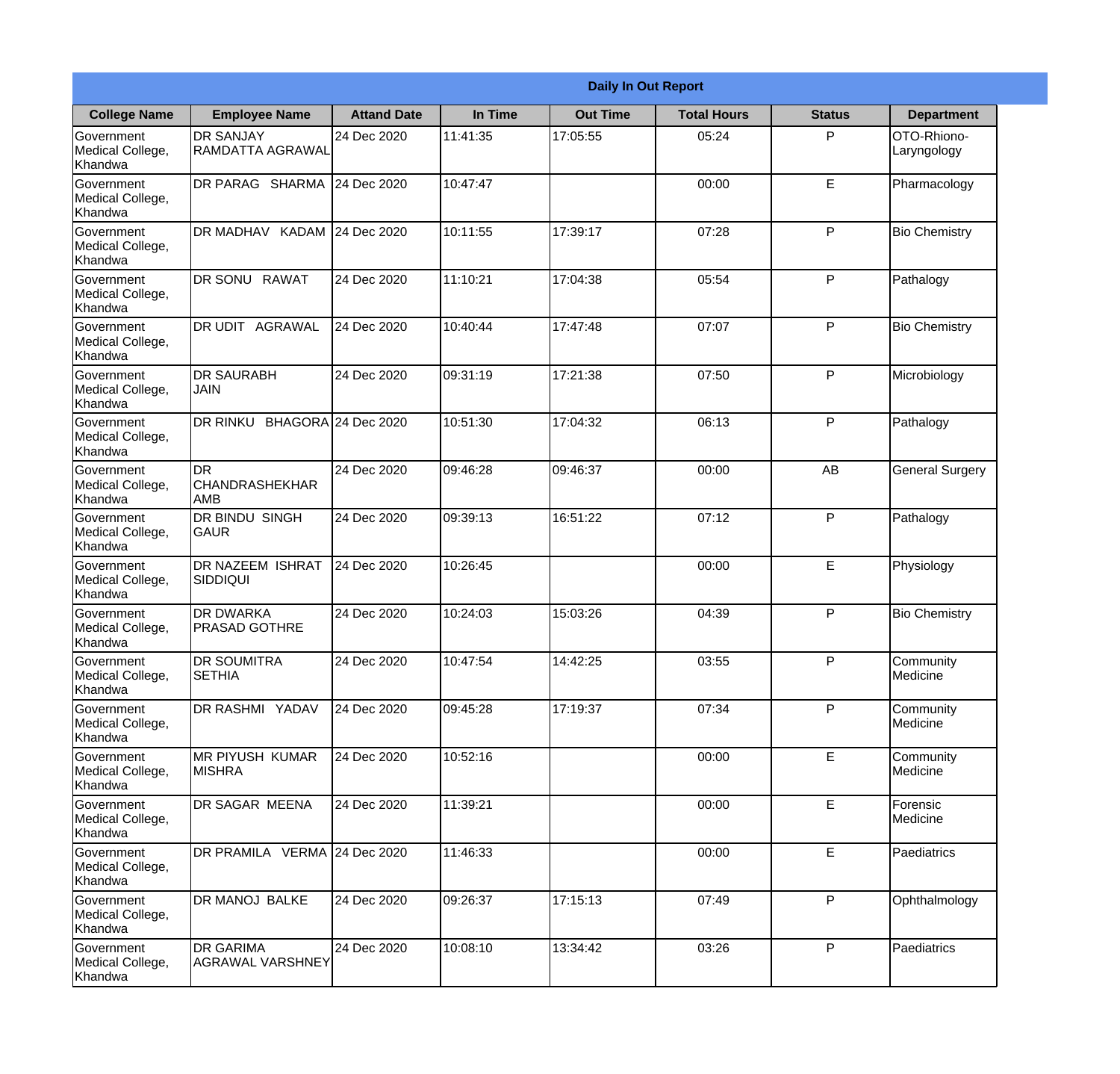| Daily In Out Report | | | | | | | |
|---|---|---|---|---|---|---|---|
| **College Name** | **Employee Name** | **Attand Date** | **In Time** | **Out Time** | **Total Hours** | **Status** | **Department** |
| Government Medical College, Khandwa | DR SANJAY RAMDATTA AGRAWAL | 24 Dec 2020 | 11:41:35 | 17:05:55 | 05:24 | P | OTO-Rhiono-Laryngology |
| Government Medical College, Khandwa | DR PARAG SHARMA | 24 Dec 2020 | 10:47:47 | | 00:00 | E | Pharmacology |
| Government Medical College, Khandwa | DR MADHAV KADAM | 24 Dec 2020 | 10:11:55 | 17:39:17 | 07:28 | P | Bio Chemistry |
| Government Medical College, Khandwa | DR SONU RAWAT | 24 Dec 2020 | 11:10:21 | 17:04:38 | 05:54 | P | Pathalogy |
| Government Medical College, Khandwa | DR UDIT AGRAWAL | 24 Dec 2020 | 10:40:44 | 17:47:48 | 07:07 | P | Bio Chemistry |
| Government Medical College, Khandwa | DR SAURABH JAIN | 24 Dec 2020 | 09:31:19 | 17:21:38 | 07:50 | P | Microbiology |
| Government Medical College, Khandwa | DR RINKU BHAGORA | 24 Dec 2020 | 10:51:30 | 17:04:32 | 06:13 | P | Pathalogy |
| Government Medical College, Khandwa | DR CHANDRASHEKHAR AMB | 24 Dec 2020 | 09:46:28 | 09:46:37 | 00:00 | AB | General Surgery |
| Government Medical College, Khandwa | DR BINDU SINGH GAUR | 24 Dec 2020 | 09:39:13 | 16:51:22 | 07:12 | P | Pathalogy |
| Government Medical College, Khandwa | DR NAZEEM ISHRAT SIDDIQUI | 24 Dec 2020 | 10:26:45 | | 00:00 | E | Physiology |
| Government Medical College, Khandwa | DR DWARKA PRASAD GOTHRE | 24 Dec 2020 | 10:24:03 | 15:03:26 | 04:39 | P | Bio Chemistry |
| Government Medical College, Khandwa | DR SOUMITRA SETHIA | 24 Dec 2020 | 10:47:54 | 14:42:25 | 03:55 | P | Community Medicine |
| Government Medical College, Khandwa | DR RASHMI YADAV | 24 Dec 2020 | 09:45:28 | 17:19:37 | 07:34 | P | Community Medicine |
| Government Medical College, Khandwa | MR PIYUSH KUMAR MISHRA | 24 Dec 2020 | 10:52:16 | | 00:00 | E | Community Medicine |
| Government Medical College, Khandwa | DR SAGAR MEENA | 24 Dec 2020 | 11:39:21 | | 00:00 | E | Forensic Medicine |
| Government Medical College, Khandwa | DR PRAMILA VERMA | 24 Dec 2020 | 11:46:33 | | 00:00 | E | Paediatrics |
| Government Medical College, Khandwa | DR MANOJ BALKE | 24 Dec 2020 | 09:26:37 | 17:15:13 | 07:49 | P | Ophthalmology |
| Government Medical College, Khandwa | DR GARIMA AGRAWAL VARSHNEY | 24 Dec 2020 | 10:08:10 | 13:34:42 | 03:26 | P | Paediatrics |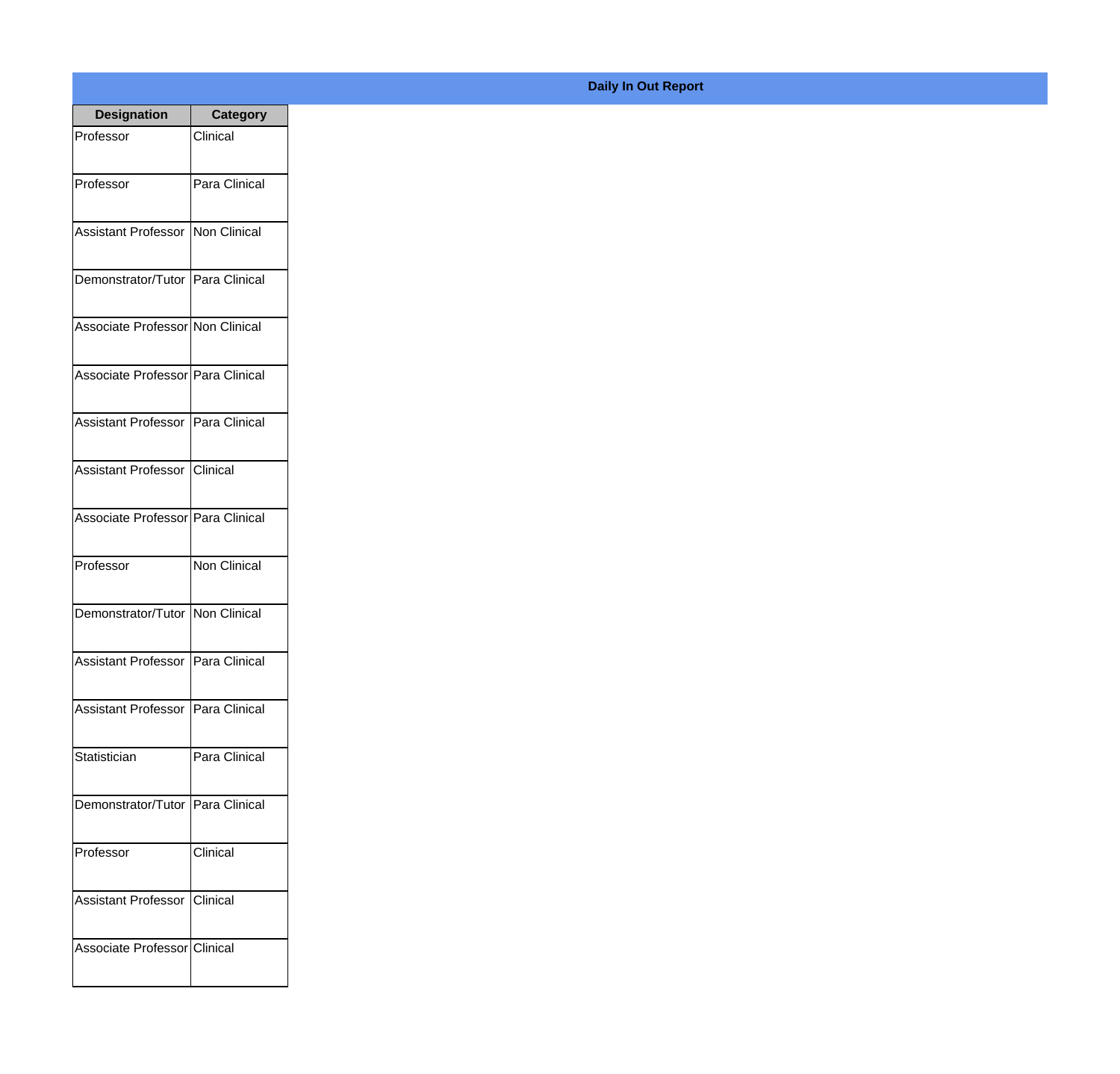**Daily In Out Report**

| Designation | Category |
|---|---|
| Professor | Clinical |
| Professor | Para Clinical |
| Assistant Professor | Non Clinical |
| Demonstrator/Tutor | Para Clinical |
| Associate Professor | Non Clinical |
| Associate Professor | Para Clinical |
| Assistant Professor | Para Clinical |
| Assistant Professor | Clinical |
| Associate Professor | Para Clinical |
| Professor | Non Clinical |
| Demonstrator/Tutor | Non Clinical |
| Assistant Professor | Para Clinical |
| Assistant Professor | Para Clinical |
| Statistician | Para Clinical |
| Demonstrator/Tutor | Para Clinical |
| Professor | Clinical |
| Assistant Professor | Clinical |
| Associate Professor | Clinical |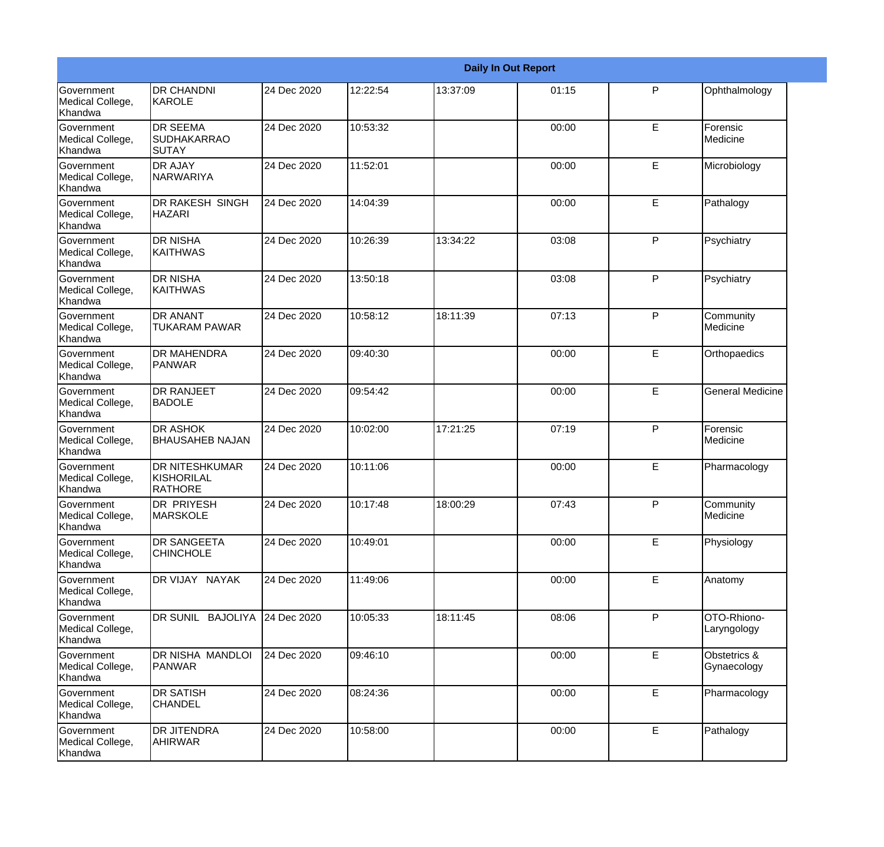| Daily In Out Report | | | | | | | |
|---|---|---|---|---|---|---|---|
| Government Medical College, Khandwa | DR CHANDNI KAROLE | 24 Dec 2020 | 12:22:54 | 13:37:09 | 01:15 | P | Ophthalmology |
| Government Medical College, Khandwa | DR SEEMA SUDHAKARRAO SUTAY | 24 Dec 2020 | 10:53:32 | | 00:00 | E | Forensic Medicine |
| Government Medical College, Khandwa | DR AJAY NARWARIYA | 24 Dec 2020 | 11:52:01 | | 00:00 | E | Microbiology |
| Government Medical College, Khandwa | DR RAKESH SINGH HAZARI | 24 Dec 2020 | 14:04:39 | | 00:00 | E | Pathalogy |
| Government Medical College, Khandwa | DR NISHA KAITHWAS | 24 Dec 2020 | 10:26:39 | 13:34:22 | 03:08 | P | Psychiatry |
| Government Medical College, Khandwa | DR NISHA KAITHWAS | 24 Dec 2020 | 13:50:18 | | 03:08 | P | Psychiatry |
| Government Medical College, Khandwa | DR ANANT TUKARAM PAWAR | 24 Dec 2020 | 10:58:12 | 18:11:39 | 07:13 | P | Community Medicine |
| Government Medical College, Khandwa | DR MAHENDRA PANWAR | 24 Dec 2020 | 09:40:30 | | 00:00 | E | Orthopaedics |
| Government Medical College, Khandwa | DR RANJEET BADOLE | 24 Dec 2020 | 09:54:42 | | 00:00 | E | General Medicine |
| Government Medical College, Khandwa | DR ASHOK BHAUSAHEB NAJAN | 24 Dec 2020 | 10:02:00 | 17:21:25 | 07:19 | P | Forensic Medicine |
| Government Medical College, Khandwa | DR NITESHKUMAR KISHORILAL RATHORE | 24 Dec 2020 | 10:11:06 | | 00:00 | E | Pharmacology |
| Government Medical College, Khandwa | DR PRIYESH MARSKOLE | 24 Dec 2020 | 10:17:48 | 18:00:29 | 07:43 | P | Community Medicine |
| Government Medical College, Khandwa | DR SANGEETA CHINCHOLE | 24 Dec 2020 | 10:49:01 | | 00:00 | E | Physiology |
| Government Medical College, Khandwa | DR VIJAY NAYAK | 24 Dec 2020 | 11:49:06 | | 00:00 | E | Anatomy |
| Government Medical College, Khandwa | DR SUNIL BAJOLIYA | 24 Dec 2020 | 10:05:33 | 18:11:45 | 08:06 | P | OTO-Rhiono-Laryngology |
| Government Medical College, Khandwa | DR NISHA MANDLOI PANWAR | 24 Dec 2020 | 09:46:10 | | 00:00 | E | Obstetrics & Gynaecology |
| Government Medical College, Khandwa | DR SATISH CHANDEL | 24 Dec 2020 | 08:24:36 | | 00:00 | E | Pharmacology |
| Government Medical College, Khandwa | DR JITENDRA AHIRWAR | 24 Dec 2020 | 10:58:00 | | 00:00 | E | Pathalogy |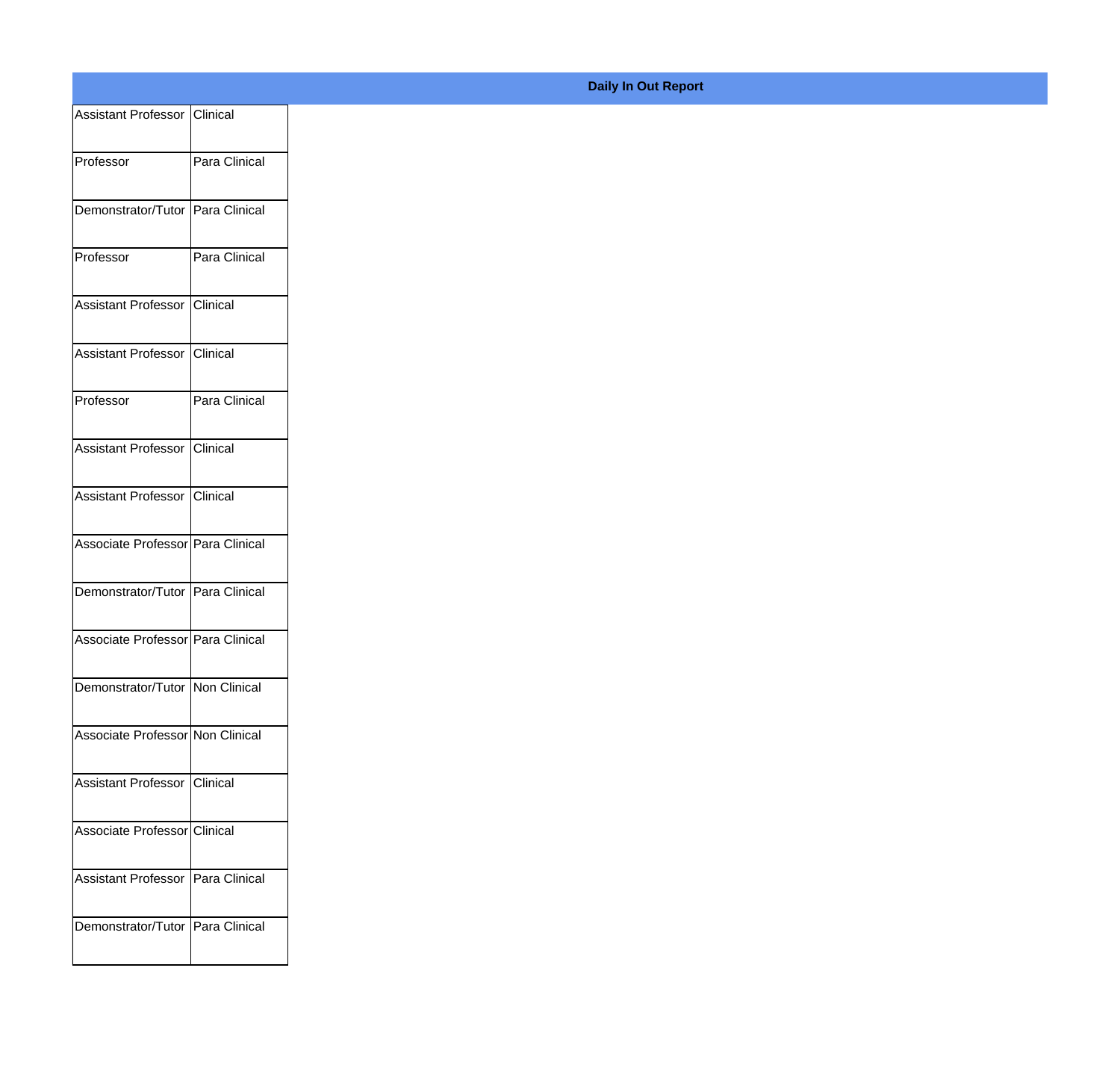**Daily In Out Report**

| | |
|---|---|
| Assistant Professor | Clinical |
| Professor | Para Clinical |
| Demonstrator/Tutor | Para Clinical |
| Professor | Para Clinical |
| Assistant Professor | Clinical |
| Assistant Professor | Clinical |
| Professor | Para Clinical |
| Assistant Professor | Clinical |
| Assistant Professor | Clinical |
| Associate Professor | Para Clinical |
| Demonstrator/Tutor | Para Clinical |
| Associate Professor | Para Clinical |
| Demonstrator/Tutor | Non Clinical |
| Associate Professor | Non Clinical |
| Assistant Professor | Clinical |
| Associate Professor | Clinical |
| Assistant Professor | Para Clinical |
| Demonstrator/Tutor | Para Clinical |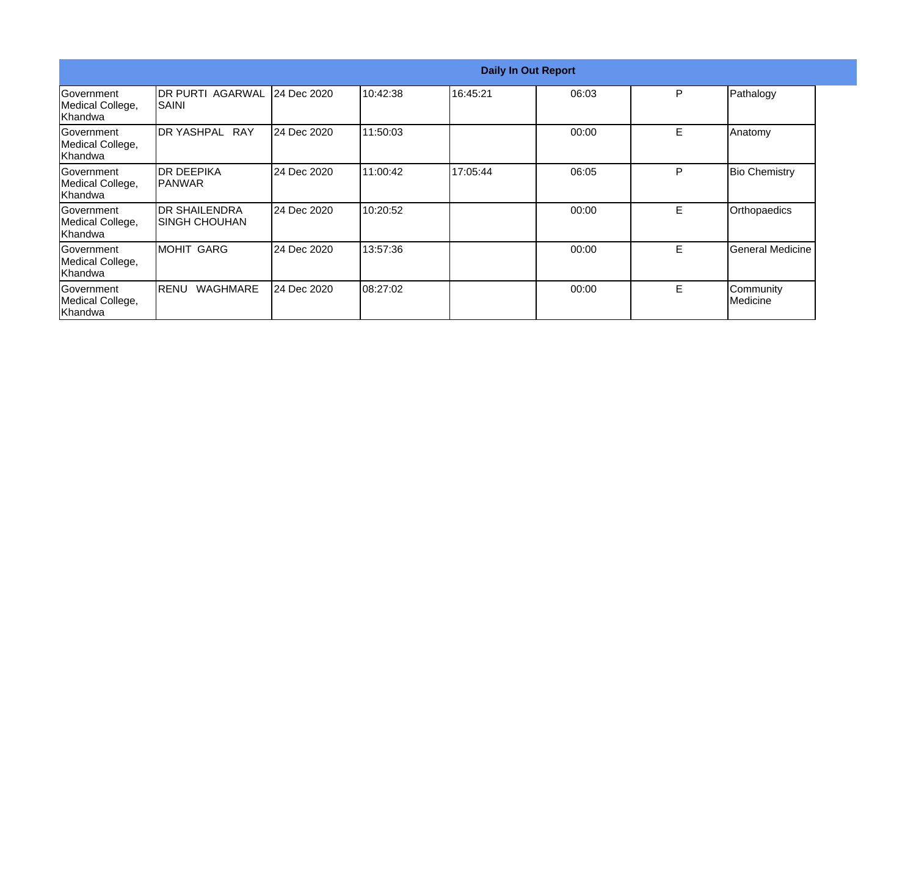| Daily In Out Report | | | | | | | |
|---|---|---|---|---|---|---|---|
| Government Medical College, Khandwa | DR PURTI AGARWAL SAINI | 24 Dec 2020 | 10:42:38 | 16:45:21 | 06:03 | P | Pathalogy |
| Government Medical College, Khandwa | DR YASHPAL RAY | 24 Dec 2020 | 11:50:03 | | 00:00 | E | Anatomy |
| Government Medical College, Khandwa | DR DEEPIKA PANWAR | 24 Dec 2020 | 11:00:42 | 17:05:44 | 06:05 | P | Bio Chemistry |
| Government Medical College, Khandwa | DR SHAILENDRA SINGH CHOUHAN | 24 Dec 2020 | 10:20:52 | | 00:00 | E | Orthopaedics |
| Government Medical College, Khandwa | MOHIT GARG | 24 Dec 2020 | 13:57:36 | | 00:00 | E | General Medicine |
| Government Medical College, Khandwa | RENU WAGHMARE | 24 Dec 2020 | 08:27:02 | | 00:00 | E | Community Medicine |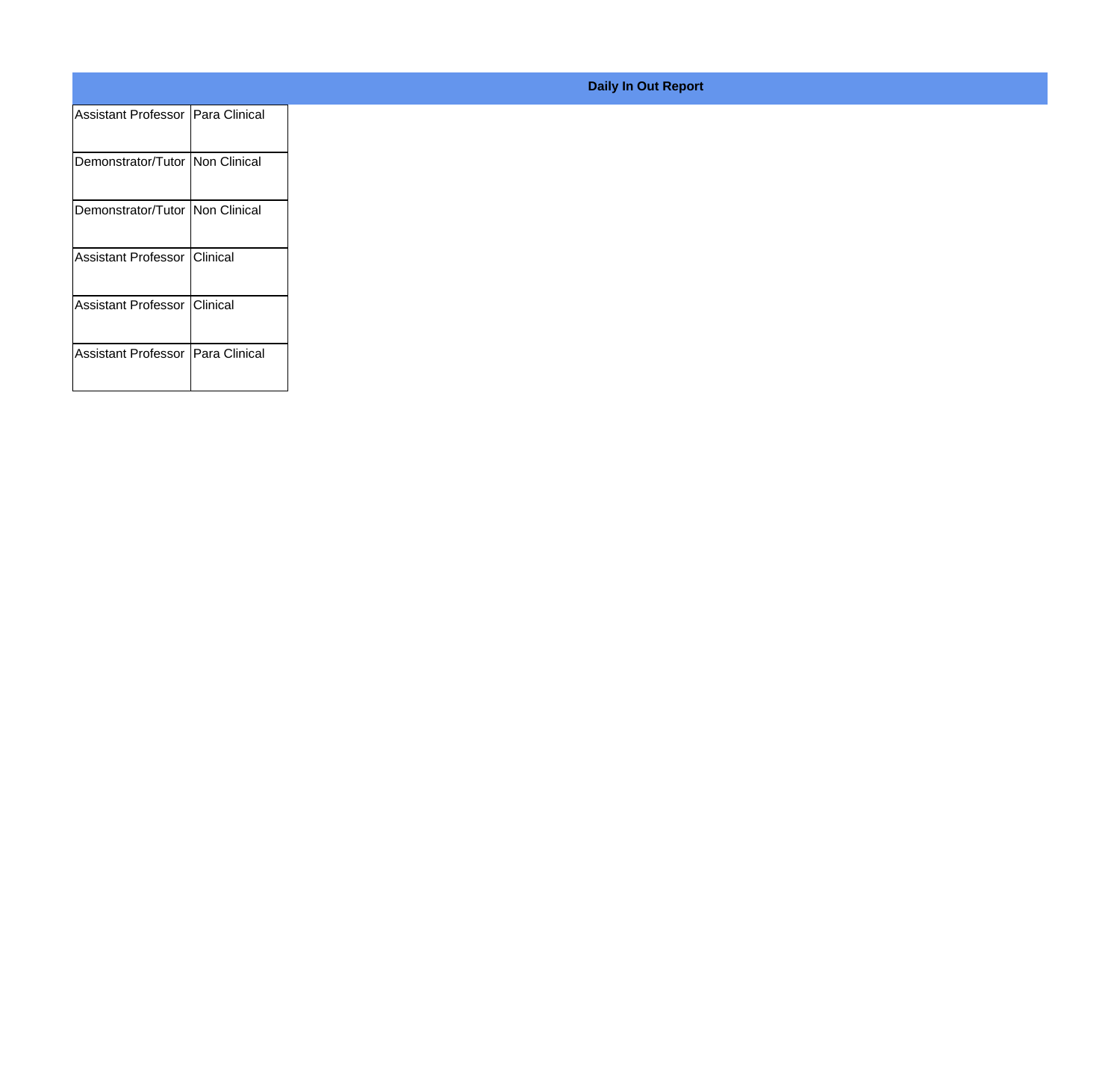**Daily In Out Report**

| | |
|---|---|
| Assistant Professor | Para Clinical |
| Demonstrator/Tutor | Non Clinical |
| Demonstrator/Tutor | Non Clinical |
| Assistant Professor | Clinical |
| Assistant Professor | Clinical |
| Assistant Professor | Para Clinical |